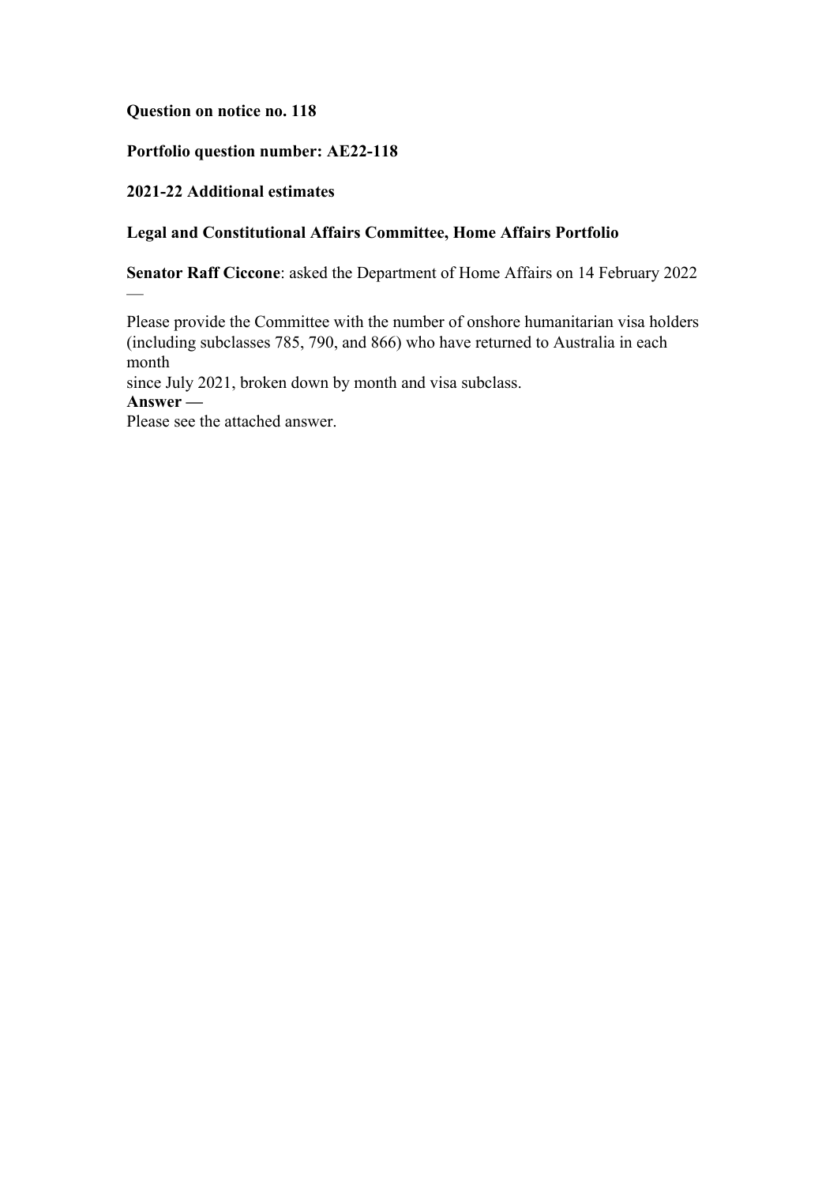**Question on notice no. 118**

**Portfolio question number: AE22-118**

**2021-22 Additional estimates**

**Legal and Constitutional Affairs Committee, Home Affairs Portfolio**

**Senator Raff Ciccone**: asked the Department of Home Affairs on 14 February 2022 —

Please provide the Committee with the number of onshore humanitarian visa holders (including subclasses 785, 790, and 866) who have returned to Australia in each month
since July 2021, broken down by month and visa subclass.

**Answer —**

Please see the attached answer.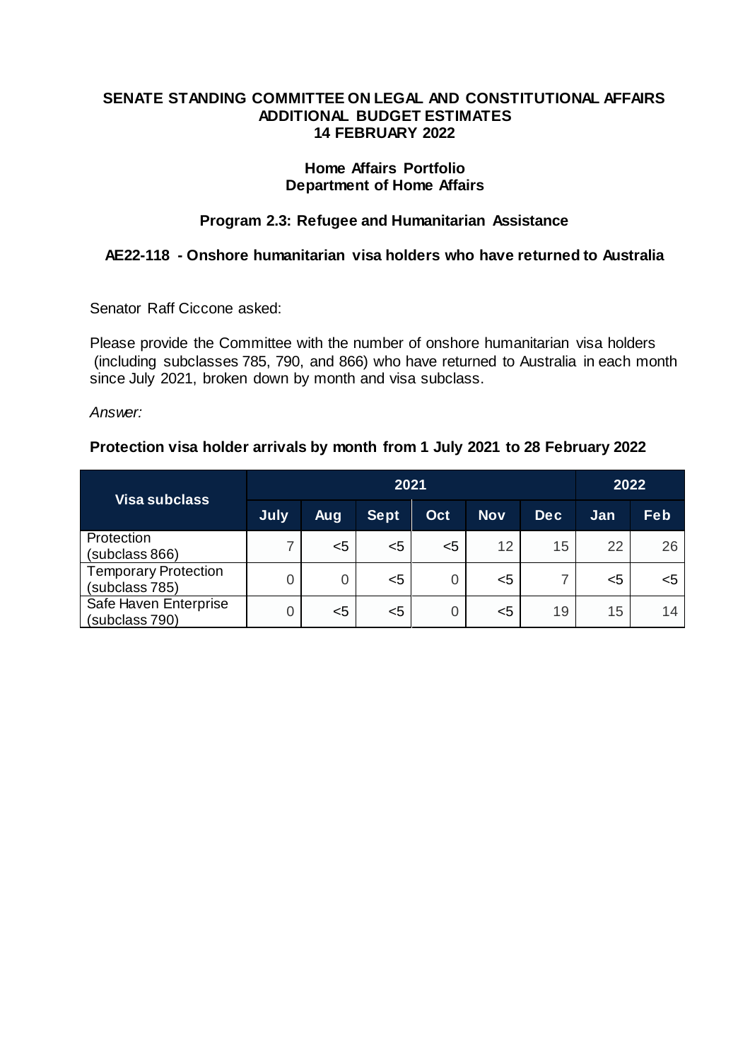**SENATE STANDING COMMITTEE ON LEGAL AND CONSTITUTIONAL AFFAIRS**
**ADDITIONAL BUDGET ESTIMATES**
**14 FEBRUARY 2022**

**Home Affairs Portfolio**
**Department of Home Affairs**

**Program 2.3: Refugee and Humanitarian Assistance**

**AE22-118 - Onshore humanitarian visa holders who have returned to Australia**

Senator Raff Ciccone asked:

Please provide the Committee with the number of onshore humanitarian visa holders (including subclasses 785, 790, and 866) who have returned to Australia in each month since July 2021, broken down by month and visa subclass.

*Answer:*

**Protection visa holder arrivals by month from 1 July 2021 to 28 February 2022**

| Visa subclass | 2021 | | | | | | 2022 | |
|---|---|---|---|---|---|---|---|---|
| | July | Aug | Sept | Oct | Nov | Dec | Jan | Feb |
| Protection (subclass 866) | 7 | <5 | <5 | <5 | 12 | 15 | 22 | 26 |
| Temporary Protection (subclass 785) | 0 | 0 | <5 | 0 | <5 | 7 | <5 | <5 |
| Safe Haven Enterprise (subclass 790) | 0 | <5 | <5 | 0 | <5 | 19 | 15 | 14 |